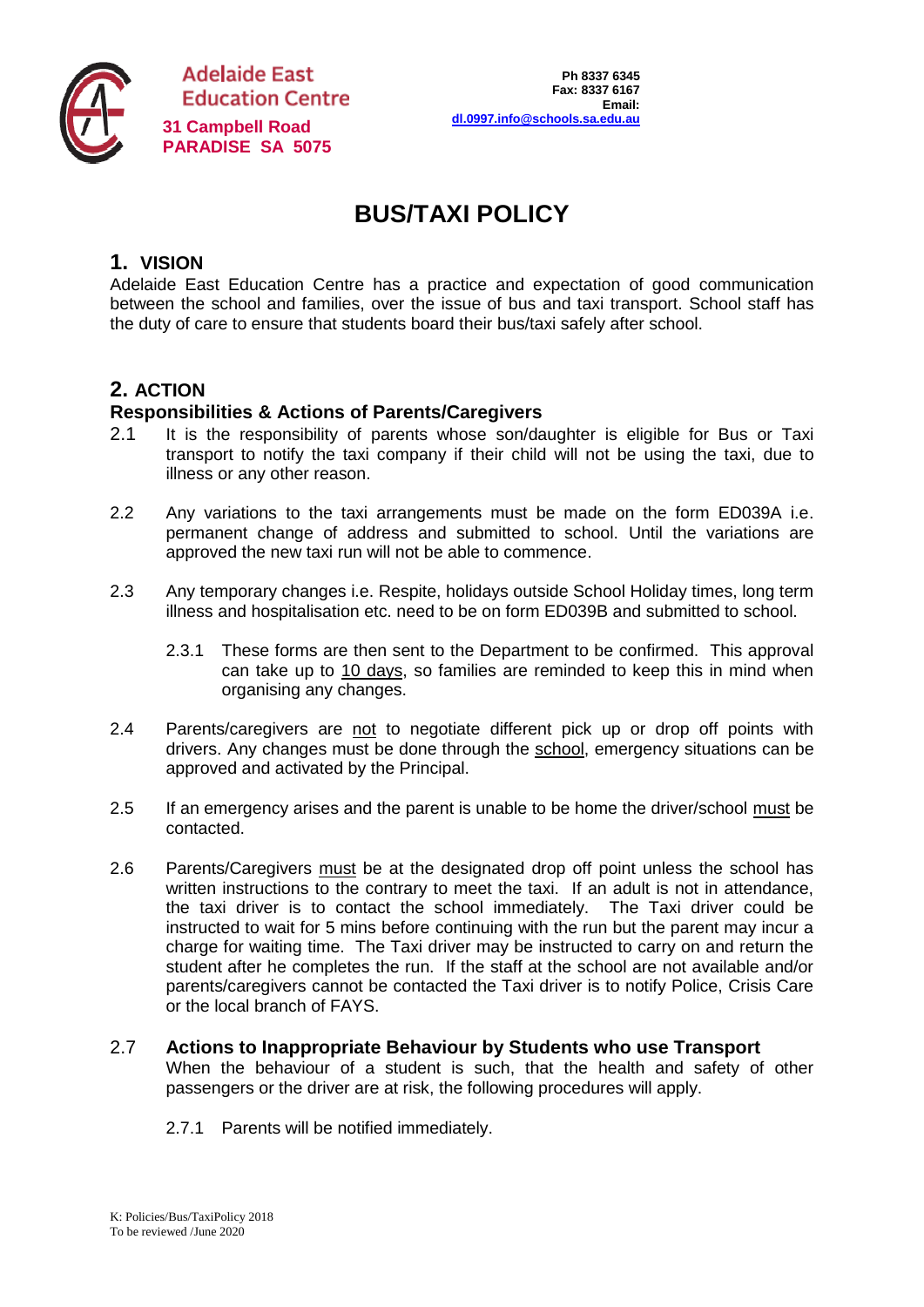Adelaide East Education Centre
**31 Campbell Road**
**PARADISE SA 5075**

**Ph 8337 6345**
**Fax: 8337 6167**
**Email:**
**dl.0997.info@schools.sa.edu.au**

# BUS/TAXI POLICY

## 1. VISION

Adelaide East Education Centre has a practice and expectation of good communication between the school and families, over the issue of bus and taxi transport. School staff has the duty of care to ensure that students board their bus/taxi safely after school.

## 2. ACTION

### Responsibilities & Actions of Parents/Caregivers

2.1 It is the responsibility of parents whose son/daughter is eligible for Bus or Taxi transport to notify the taxi company if their child will not be using the taxi, due to illness or any other reason.

2.2 Any variations to the taxi arrangements must be made on the form ED039A i.e. permanent change of address and submitted to school. Until the variations are approved the new taxi run will not be able to commence.

2.3 Any temporary changes i.e. Respite, holidays outside School Holiday times, long term illness and hospitalisation etc. need to be on form ED039B and submitted to school.

2.3.1 These forms are then sent to the Department to be confirmed. This approval can take up to 10 days, so families are reminded to keep this in mind when organising any changes.

2.4 Parents/caregivers are not to negotiate different pick up or drop off points with drivers. Any changes must be done through the school, emergency situations can be approved and activated by the Principal.

2.5 If an emergency arises and the parent is unable to be home the driver/school must be contacted.

2.6 Parents/Caregivers must be at the designated drop off point unless the school has written instructions to the contrary to meet the taxi. If an adult is not in attendance, the taxi driver is to contact the school immediately. The Taxi driver could be instructed to wait for 5 mins before continuing with the run but the parent may incur a charge for waiting time. The Taxi driver may be instructed to carry on and return the student after he completes the run. If the staff at the school are not available and/or parents/caregivers cannot be contacted the Taxi driver is to notify Police, Crisis Care or the local branch of FAYS.

2.7 **Actions to Inappropriate Behaviour by Students who use Transport**
When the behaviour of a student is such, that the health and safety of other passengers or the driver are at risk, the following procedures will apply.

2.7.1 Parents will be notified immediately.

K: Policies/Bus/TaxiPolicy 2018
To be reviewed /June 2020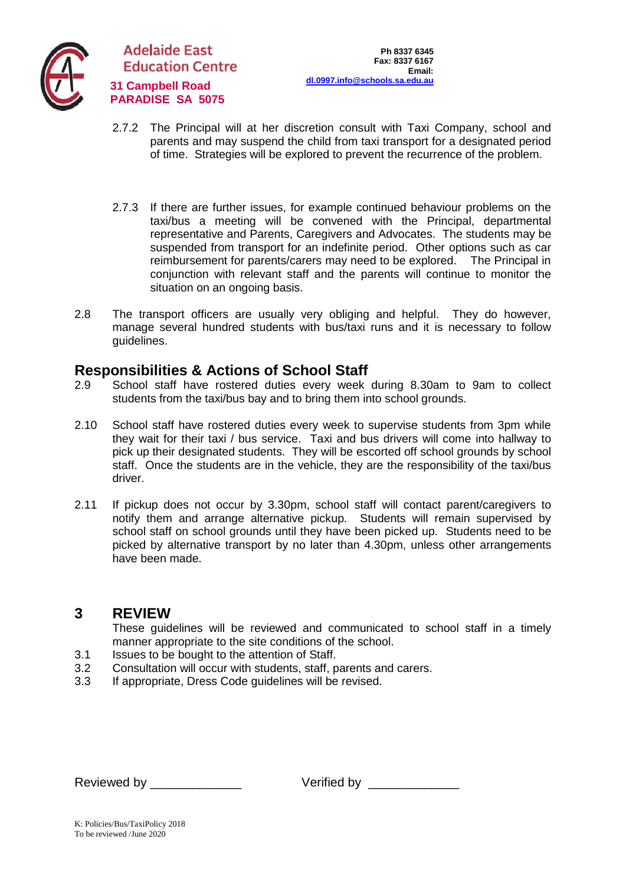2.7.2 The Principal will at her discretion consult with Taxi Company, school and parents and may suspend the child from taxi transport for a designated period of time. Strategies will be explored to prevent the recurrence of the problem.

2.7.3 If there are further issues, for example continued behaviour problems on the taxi/bus a meeting will be convened with the Principal, departmental representative and Parents, Caregivers and Advocates. The students may be suspended from transport for an indefinite period. Other options such as car reimbursement for parents/carers may need to be explored. The Principal in conjunction with relevant staff and the parents will continue to monitor the situation on an ongoing basis.

2.8 The transport officers are usually very obliging and helpful. They do however, manage several hundred students with bus/taxi runs and it is necessary to follow guidelines.

## Responsibilities & Actions of School Staff

2.9 School staff have rostered duties every week during 8.30am to 9am to collect students from the taxi/bus bay and to bring them into school grounds.

2.10 School staff have rostered duties every week to supervise students from 3pm while they wait for their taxi / bus service. Taxi and bus drivers will come into hallway to pick up their designated students. They will be escorted off school grounds by school staff. Once the students are in the vehicle, they are the responsibility of the taxi/bus driver.

2.11 If pickup does not occur by 3.30pm, school staff will contact parent/caregivers to notify them and arrange alternative pickup. Students will remain supervised by school staff on school grounds until they have been picked up. Students need to be picked by alternative transport by no later than 4.30pm, unless other arrangements have been made.

## 3 REVIEW

These guidelines will be reviewed and communicated to school staff in a timely manner appropriate to the site conditions of the school.

3.1 Issues to be bought to the attention of Staff.
3.2 Consultation will occur with students, staff, parents and carers.
3.3 If appropriate, Dress Code guidelines will be revised.

Reviewed by _____________ Verified by _____________

K: Policies/Bus/TaxiPolicy 2018
To be reviewed /June 2020